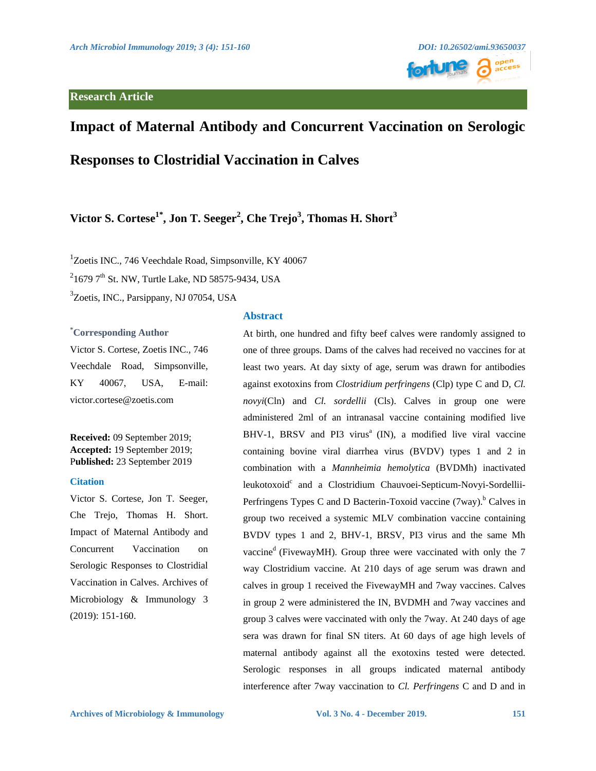Research Article

# Impact of Maternal Antibody and Concurrent Vaccination on Serologic Responses to Clostridial Vaccination in Calves

**Victor S. Cortese[1*], Jon T. Seeger[2], Che Trejo[3], Thomas H. Short[3]**

[1]Zoetis INC., 746 Veechdale Road, Simpsonville, KY 40067

[2]1679 7th St. NW, Turtle Lake, ND 58575-9434, USA

[3]Zoetis, INC., Parsippany, NJ 07054, USA

**[*]Corresponding Author**

Victor S. Cortese, Zoetis INC., 746 Veechdale Road, Simpsonville, KY 40067, USA, E-mail: victor.cortese@zoetis.com

**Received:** 09 September 2019; **Accepted:** 19 September 2019; **Published:** 23 September 2019

**Citation**

Victor S. Cortese, Jon T. Seeger, Che Trejo, Thomas H. Short. Impact of Maternal Antibody and Concurrent Vaccination on Serologic Responses to Clostridial Vaccination in Calves. Archives of Microbiology & Immunology 3 (2019): 151-160.

## Abstract

At birth, one hundred and fifty beef calves were randomly assigned to one of three groups. Dams of the calves had received no vaccines for at least two years. At day sixty of age, serum was drawn for antibodies against exotoxins from *Clostridium perfringens* (Clp) type C and D, *Cl. novyi*(Cln) and *Cl. sordellii* (Cls). Calves in group one were administered 2ml of an intranasal vaccine containing modified live BHV-1, BRSV and PI3 virus[a] (IN), a modified live viral vaccine containing bovine viral diarrhea virus (BVDV) types 1 and 2 in combination with a *Mannheimia hemolytica* (BVDMh) inactivated leukotoxoid[c] and a Clostridium Chauvoei-Septicum-Novyi-Sordellii-Perfringens Types C and D Bacterin-Toxoid vaccine (7way).[b] Calves in group two received a systemic MLV combination vaccine containing BVDV types 1 and 2, BHV-1, BRSV, PI3 virus and the same Mh vaccine[d] (FivewayMH). Group three were vaccinated with only the 7 way Clostridium vaccine. At 210 days of age serum was drawn and calves in group 1 received the FivewayMH and 7way vaccines. Calves in group 2 were administered the IN, BVDMH and 7way vaccines and group 3 calves were vaccinated with only the 7way. At 240 days of age sera was drawn for final SN titers. At 60 days of age high levels of maternal antibody against all the exotoxins tested were detected. Serologic responses in all groups indicated maternal antibody interference after 7way vaccination to *Cl. Perfringens* C and D and in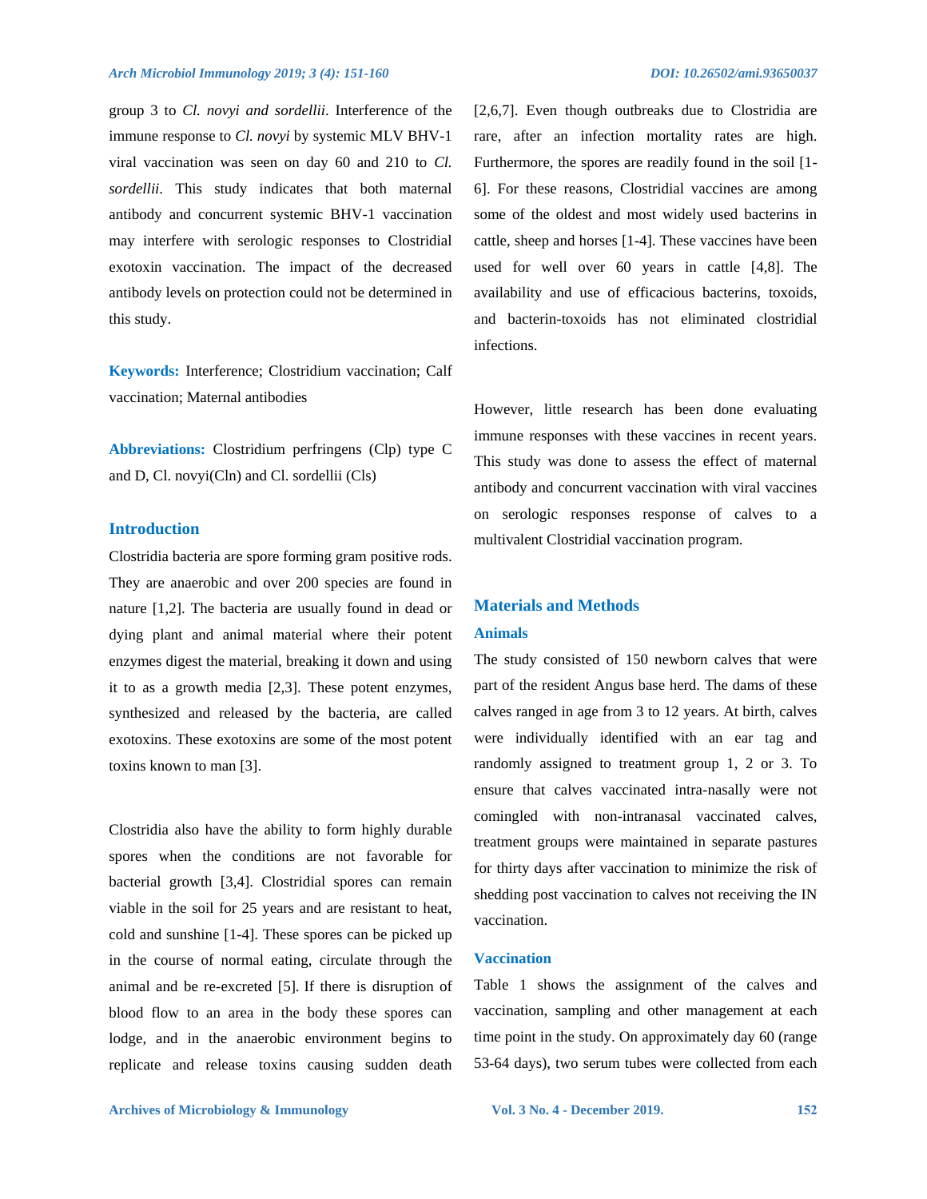group 3 to *Cl. novyi and sordellii*. Interference of the immune response to *Cl. novyi* by systemic MLV BHV-1 viral vaccination was seen on day 60 and 210 to *Cl. sordellii*. This study indicates that both maternal antibody and concurrent systemic BHV-1 vaccination may interfere with serologic responses to Clostridial exotoxin vaccination. The impact of the decreased antibody levels on protection could not be determined in this study.

**Keywords:** Interference; Clostridium vaccination; Calf vaccination; Maternal antibodies

**Abbreviations:** Clostridium perfringens (Clp) type C and D, Cl. novyi(Cln) and Cl. sordellii (Cls)

## Introduction

Clostridia bacteria are spore forming gram positive rods. They are anaerobic and over 200 species are found in nature [1,2]. The bacteria are usually found in dead or dying plant and animal material where their potent enzymes digest the material, breaking it down and using it to as a growth media [2,3]. These potent enzymes, synthesized and released by the bacteria, are called exotoxins. These exotoxins are some of the most potent toxins known to man [3].

Clostridia also have the ability to form highly durable spores when the conditions are not favorable for bacterial growth [3,4]. Clostridial spores can remain viable in the soil for 25 years and are resistant to heat, cold and sunshine [1-4]. These spores can be picked up in the course of normal eating, circulate through the animal and be re-excreted [5]. If there is disruption of blood flow to an area in the body these spores can lodge, and in the anaerobic environment begins to replicate and release toxins causing sudden death [2,6,7]. Even though outbreaks due to Clostridia are rare, after an infection mortality rates are high. Furthermore, the spores are readily found in the soil [1-6]. For these reasons, Clostridial vaccines are among some of the oldest and most widely used bacterins in cattle, sheep and horses [1-4]. These vaccines have been used for well over 60 years in cattle [4,8]. The availability and use of efficacious bacterins, toxoids, and bacterin-toxoids has not eliminated clostridial infections.

However, little research has been done evaluating immune responses with these vaccines in recent years. This study was done to assess the effect of maternal antibody and concurrent vaccination with viral vaccines on serologic responses response of calves to a multivalent Clostridial vaccination program.

## Materials and Methods

### Animals

The study consisted of 150 newborn calves that were part of the resident Angus base herd. The dams of these calves ranged in age from 3 to 12 years. At birth, calves were individually identified with an ear tag and randomly assigned to treatment group 1, 2 or 3. To ensure that calves vaccinated intra-nasally were not comingled with non-intranasal vaccinated calves, treatment groups were maintained in separate pastures for thirty days after vaccination to minimize the risk of shedding post vaccination to calves not receiving the IN vaccination.

### Vaccination

Table 1 shows the assignment of the calves and vaccination, sampling and other management at each time point in the study. On approximately day 60 (range 53-64 days), two serum tubes were collected from each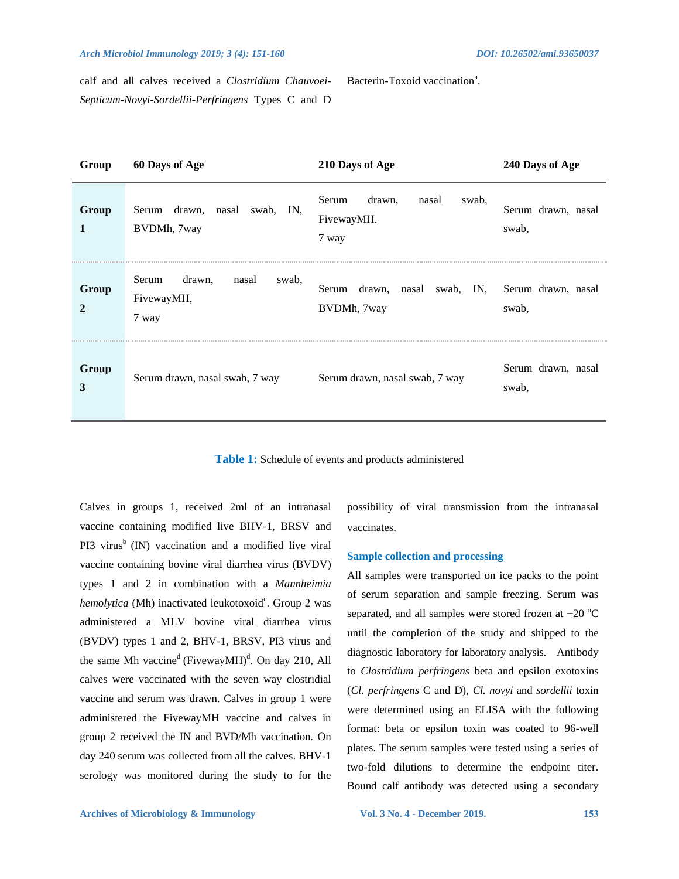calf and all calves received a *Clostridium Chauvoei-Septicum-Novyi-Sordellii-Perfringens* Types C and D Bacterin-Toxoid vaccination[a].

| Group | 60 Days of Age | 210 Days of Age | 240 Days of Age |
|---|---|---|---|
| **Group 1** | Serum drawn, nasal swab, IN, BVDMh, 7way | Serum drawn, nasal swab, FivewayMH. 7 way | Serum drawn, nasal swab, |
| **Group 2** | Serum drawn, nasal swab, FivewayMH, 7 way | Serum drawn, nasal swab, IN, BVDMh, 7way | Serum drawn, nasal swab, |
| **Group 3** | Serum drawn, nasal swab, 7 way | Serum drawn, nasal swab, 7 way | Serum drawn, nasal swab, |

**Table 1:** Schedule of events and products administered

Calves in groups 1, received 2ml of an intranasal vaccine containing modified live BHV-1, BRSV and PI3 virus[b] (IN) vaccination and a modified live viral vaccine containing bovine viral diarrhea virus (BVDV) types 1 and 2 in combination with a *Mannheimia hemolytica* (Mh) inactivated leukotoxoid[c]. Group 2 was administered a MLV bovine viral diarrhea virus (BVDV) types 1 and 2, BHV-1, BRSV, PI3 virus and the same Mh vaccine[d] (FivewayMH)[d]. On day 210, All calves were vaccinated with the seven way clostridial vaccine and serum was drawn. Calves in group 1 were administered the FivewayMH vaccine and calves in group 2 received the IN and BVD/Mh vaccination. On day 240 serum was collected from all the calves. BHV-1 serology was monitored during the study to for the possibility of viral transmission from the intranasal vaccinates.

### Sample collection and processing

All samples were transported on ice packs to the point of serum separation and sample freezing. Serum was separated, and all samples were stored frozen at −20 °C until the completion of the study and shipped to the diagnostic laboratory for laboratory analysis. Antibody to *Clostridium perfringens* beta and epsilon exotoxins (*Cl. perfringens* C and D), *Cl. novyi* and *sordellii* toxin were determined using an ELISA with the following format: beta or epsilon toxin was coated to 96-well plates. The serum samples were tested using a series of two-fold dilutions to determine the endpoint titer. Bound calf antibody was detected using a secondary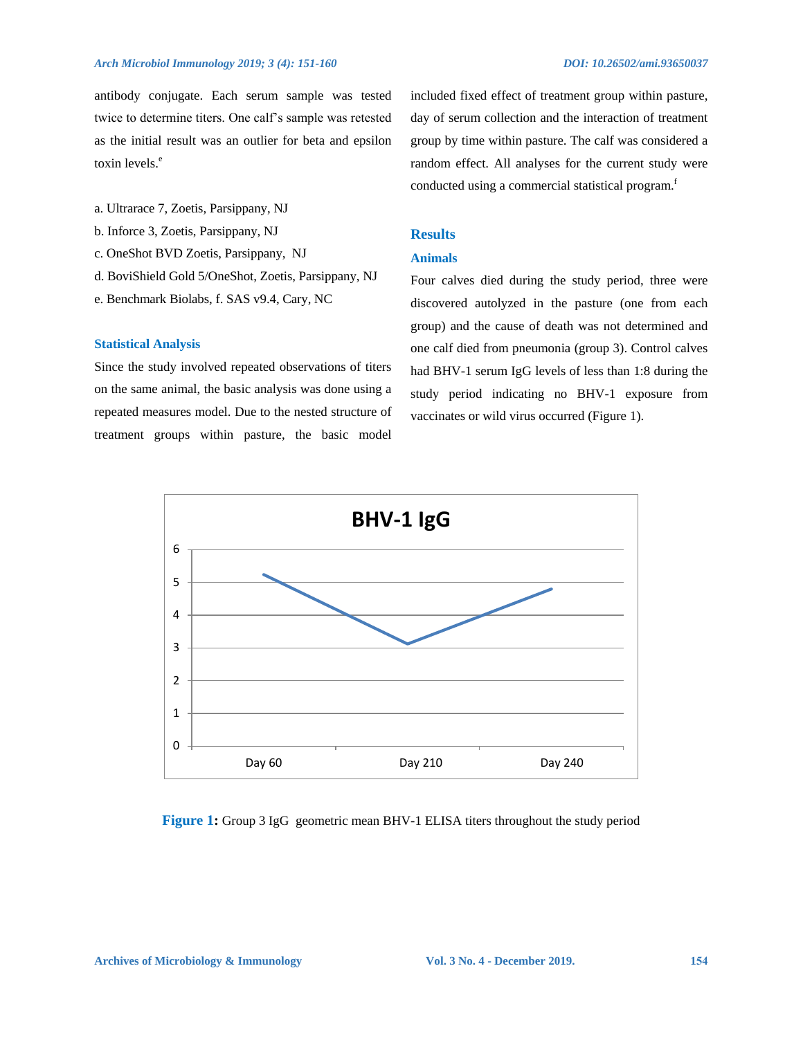antibody conjugate. Each serum sample was tested twice to determine titers. One calf's sample was retested as the initial result was an outlier for beta and epsilon toxin levels.[e]

a. Ultrarace 7, Zoetis, Parsippany, NJ
b. Inforce 3, Zoetis, Parsippany, NJ
c. OneShot BVD Zoetis, Parsippany, NJ
d. BoviShield Gold 5/OneShot, Zoetis, Parsippany, NJ
e. Benchmark Biolabs, f. SAS v9.4, Cary, NC

### Statistical Analysis

Since the study involved repeated observations of titers on the same animal, the basic analysis was done using a repeated measures model. Due to the nested structure of treatment groups within pasture, the basic model included fixed effect of treatment group within pasture, day of serum collection and the interaction of treatment group by time within pasture. The calf was considered a random effect. All analyses for the current study were conducted using a commercial statistical program.[f]

## Results

### Animals

Four calves died during the study period, three were discovered autolyzed in the pasture (one from each group) and the cause of death was not determined and one calf died from pneumonia (group 3). Control calves had BHV-1 serum IgG levels of less than 1:8 during the study period indicating no BHV-1 exposure from vaccinates or wild virus occurred (Figure 1).

**Figure 1:** Group 3 IgG geometric mean BHV-1 ELISA titers throughout the study period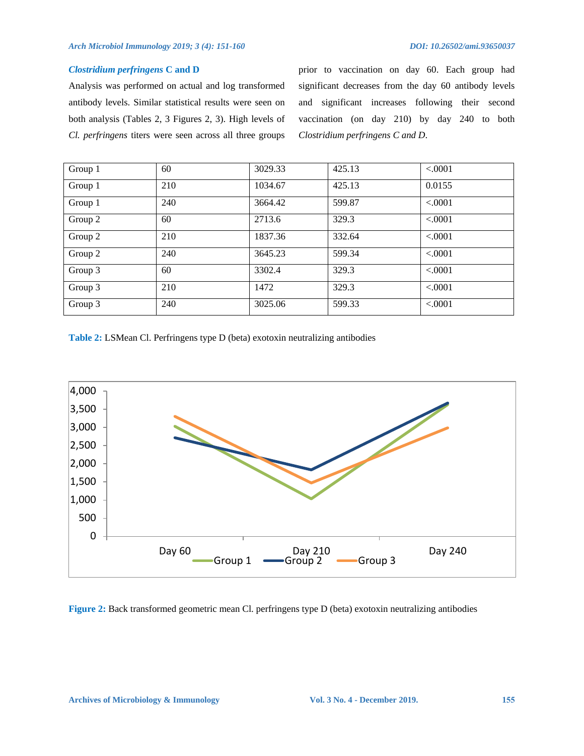### *Clostridium perfringens* C and D

Analysis was performed on actual and log transformed antibody levels. Similar statistical results were seen on both analysis (Tables 2, 3 Figures 2, 3). High levels of *Cl. perfringens* titers were seen across all three groups prior to vaccination on day 60. Each group had significant decreases from the day 60 antibody levels and significant increases following their second vaccination (on day 210) by day 240 to both *Clostridium perfringens C and D*.

| | | | | |
|---|---|---|---|---|
| Group 1 | 60 | 3029.33 | 425.13 | <.0001 |
| Group 1 | 210 | 1034.67 | 425.13 | 0.0155 |
| Group 1 | 240 | 3664.42 | 599.87 | <.0001 |
| Group 2 | 60 | 2713.6 | 329.3 | <.0001 |
| Group 2 | 210 | 1837.36 | 332.64 | <.0001 |
| Group 2 | 240 | 3645.23 | 599.34 | <.0001 |
| Group 3 | 60 | 3302.4 | 329.3 | <.0001 |
| Group 3 | 210 | 1472 | 329.3 | <.0001 |
| Group 3 | 240 | 3025.06 | 599.33 | <.0001 |

**Table 2:** LSMean Cl. Perfringens type D (beta) exotoxin neutralizing antibodies

**Figure 2:** Back transformed geometric mean Cl. perfringens type D (beta) exotoxin neutralizing antibodies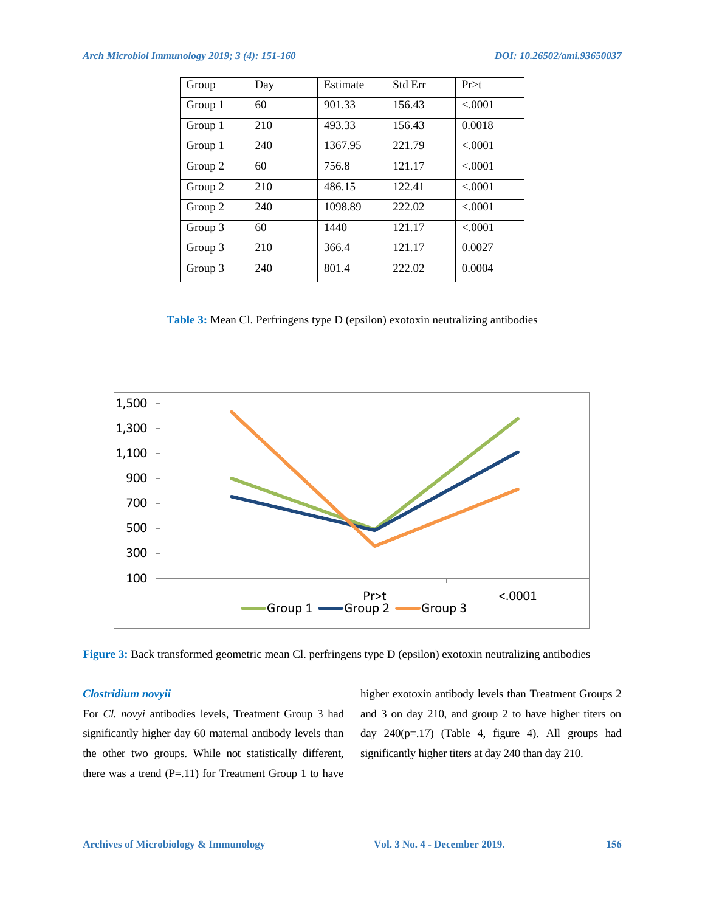| Group | Day | Estimate | Std Err | Pr>t |
|---|---|---|---|---|
| Group 1 | 60 | 901.33 | 156.43 | <.0001 |
| Group 1 | 210 | 493.33 | 156.43 | 0.0018 |
| Group 1 | 240 | 1367.95 | 221.79 | <.0001 |
| Group 2 | 60 | 756.8 | 121.17 | <.0001 |
| Group 2 | 210 | 486.15 | 122.41 | <.0001 |
| Group 2 | 240 | 1098.89 | 222.02 | <.0001 |
| Group 3 | 60 | 1440 | 121.17 | <.0001 |
| Group 3 | 210 | 366.4 | 121.17 | 0.0027 |
| Group 3 | 240 | 801.4 | 222.02 | 0.0004 |

**Table 3:** Mean Cl. Perfringens type D (epsilon) exotoxin neutralizing antibodies

**Figure 3:** Back transformed geometric mean Cl. perfringens type D (epsilon) exotoxin neutralizing antibodies

### *Clostridium novyii*

For *Cl. novyi* antibodies levels, Treatment Group 3 had significantly higher day 60 maternal antibody levels than the other two groups. While not statistically different, there was a trend (P=.11) for Treatment Group 1 to have higher exotoxin antibody levels than Treatment Groups 2 and 3 on day 210, and group 2 to have higher titers on day 240(p=.17) (Table 4, figure 4). All groups had significantly higher titers at day 240 than day 210.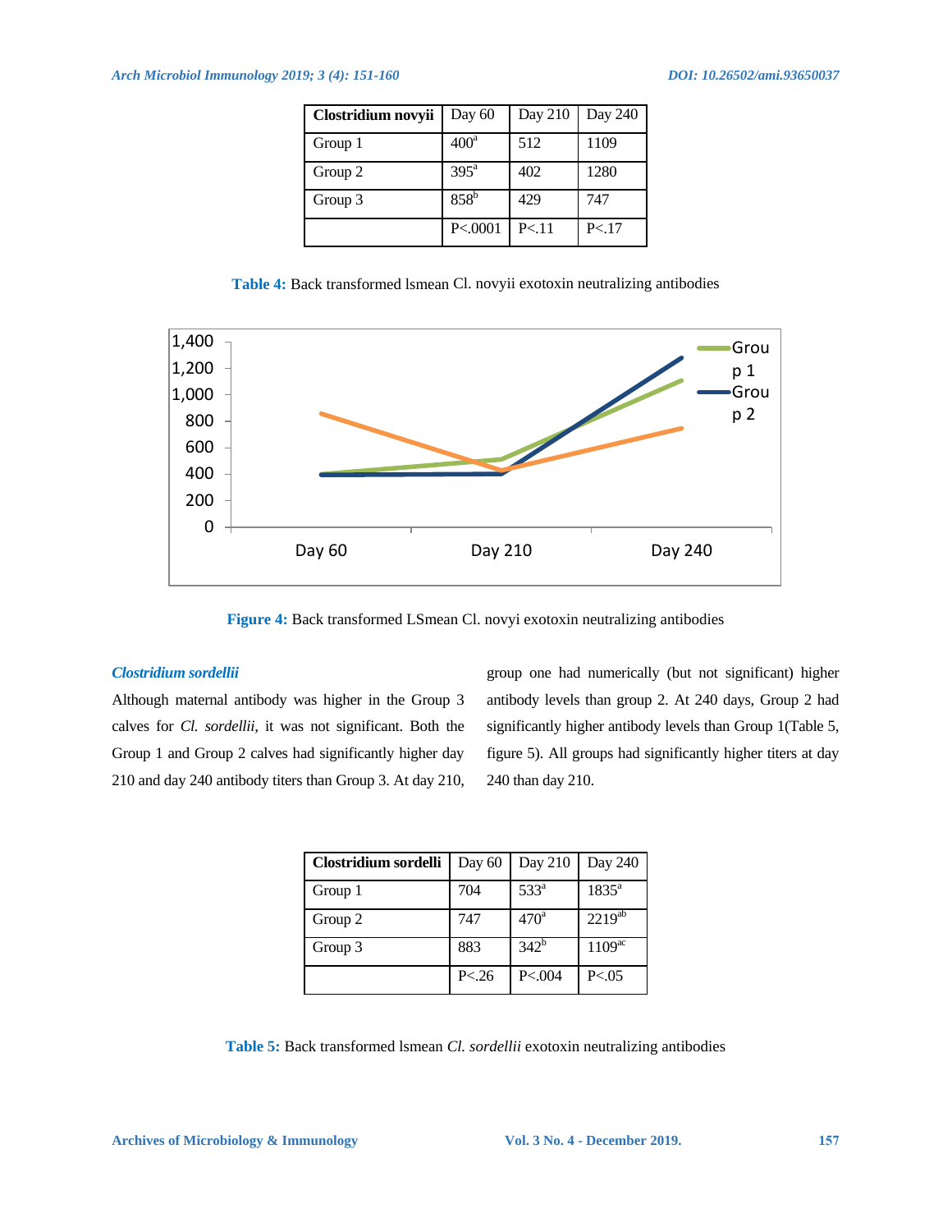| Clostridium novyii | Day 60 | Day 210 | Day 240 |
|---|---|---|---|
| Group 1 | 400[a] | 512 | 1109 |
| Group 2 | 395[a] | 402 | 1280 |
| Group 3 | 858[b] | 429 | 747 |
| | P<.0001 | P<.11 | P<.17 |

**Table 4:** Back transformed lsmean Cl. novyii exotoxin neutralizing antibodies

**Figure 4:** Back transformed LSmean Cl. novyi exotoxin neutralizing antibodies

### *Clostridium sordellii*

Although maternal antibody was higher in the Group 3 calves for *Cl. sordellii*, it was not significant. Both the Group 1 and Group 2 calves had significantly higher day 210 and day 240 antibody titers than Group 3. At day 210, group one had numerically (but not significant) higher antibody levels than group 2. At 240 days, Group 2 had significantly higher antibody levels than Group 1(Table 5, figure 5). All groups had significantly higher titers at day 240 than day 210.

| Clostridium sordelli | Day 60 | Day 210 | Day 240 |
|---|---|---|---|
| Group 1 | 704 | 533[a] | 1835[a] |
| Group 2 | 747 | 470[a] | 2219[ab] |
| Group 3 | 883 | 342[b] | 1109[ac] |
| | P<.26 | P<.004 | P<.05 |

**Table 5:** Back transformed lsmean *Cl. sordellii* exotoxin neutralizing antibodies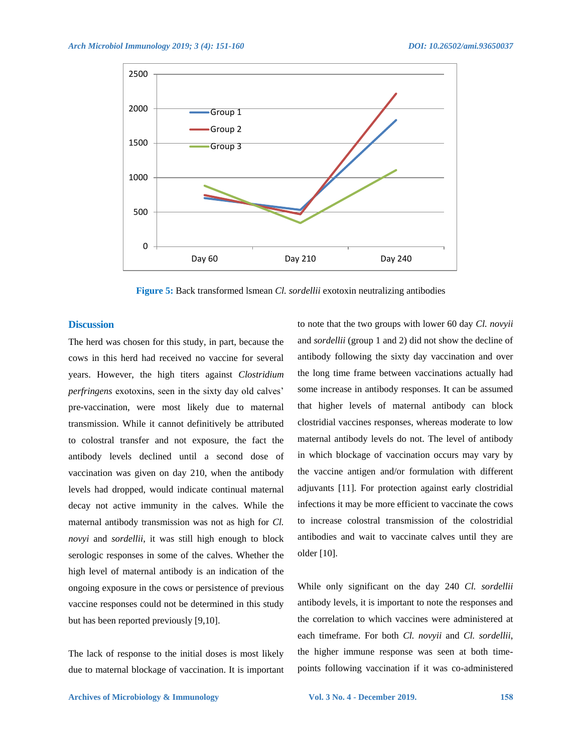Figure 5: Back transformed lsmean *Cl. sordellii* exotoxin neutralizing antibodies

## Discussion

The herd was chosen for this study, in part, because the cows in this herd had received no vaccine for several years. However, the high titers against *Clostridium perfringens* exotoxins, seen in the sixty day old calves' pre-vaccination, were most likely due to maternal transmission. While it cannot definitively be attributed to colostral transfer and not exposure, the fact the antibody levels declined until a second dose of vaccination was given on day 210, when the antibody levels had dropped, would indicate continual maternal decay not active immunity in the calves. While the maternal antibody transmission was not as high for *Cl. novyi* and *sordellii*, it was still high enough to block serologic responses in some of the calves. Whether the high level of maternal antibody is an indication of the ongoing exposure in the cows or persistence of previous vaccine responses could not be determined in this study but has been reported previously [9,10].

The lack of response to the initial doses is most likely due to maternal blockage of vaccination. It is important to note that the two groups with lower 60 day *Cl. novyii* and *sordellii* (group 1 and 2) did not show the decline of antibody following the sixty day vaccination and over the long time frame between vaccinations actually had some increase in antibody responses. It can be assumed that higher levels of maternal antibody can block clostridial vaccines responses, whereas moderate to low maternal antibody levels do not. The level of antibody in which blockage of vaccination occurs may vary by the vaccine antigen and/or formulation with different adjuvants [11]. For protection against early clostridial infections it may be more efficient to vaccinate the cows to increase colostral transmission of the colostridial antibodies and wait to vaccinate calves until they are older [10].

While only significant on the day 240 *Cl. sordellii* antibody levels, it is important to note the responses and the correlation to which vaccines were administered at each timeframe. For both *Cl. novyii* and *Cl. sordellii*, the higher immune response was seen at both time-points following vaccination if it was co-administered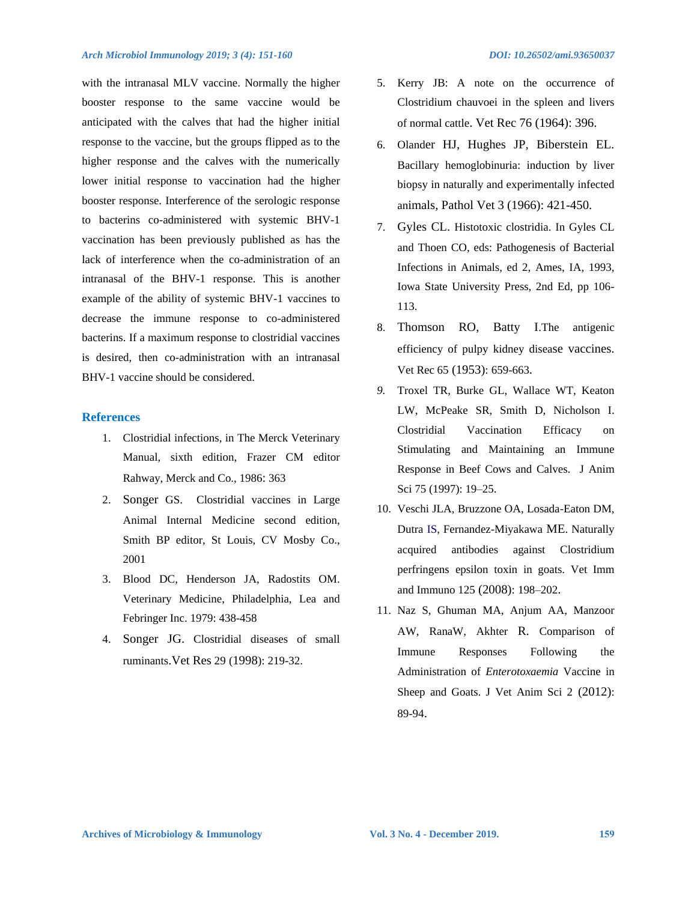with the intranasal MLV vaccine. Normally the higher booster response to the same vaccine would be anticipated with the calves that had the higher initial response to the vaccine, but the groups flipped as to the higher response and the calves with the numerically lower initial response to vaccination had the higher booster response. Interference of the serologic response to bacterins co-administered with systemic BHV-1 vaccination has been previously published as has the lack of interference when the co-administration of an intranasal of the BHV-1 response. This is another example of the ability of systemic BHV-1 vaccines to decrease the immune response to co-administered bacterins. If a maximum response to clostridial vaccines is desired, then co-administration with an intranasal BHV-1 vaccine should be considered.

## References

1. Clostridial infections, in The Merck Veterinary Manual, sixth edition, Frazer CM editor Rahway, Merck and Co., 1986: 363
2. Songer GS. Clostridial vaccines in Large Animal Internal Medicine second edition, Smith BP editor, St Louis, CV Mosby Co., 2001
3. Blood DC, Henderson JA, Radostits OM. Veterinary Medicine, Philadelphia, Lea and Febringer Inc. 1979: 438-458
4. Songer JG. Clostridial diseases of small ruminants.Vet Res 29 (1998): 219-32.
5. Kerry JB: A note on the occurrence of Clostridium chauvoei in the spleen and livers of normal cattle. Vet Rec 76 (1964): 396.
6. Olander HJ, Hughes JP, Biberstein EL. Bacillary hemoglobinuria: induction by liver biopsy in naturally and experimentally infected animals, Pathol Vet 3 (1966): 421-450.
7. Gyles CL. Histotoxic clostridia. In Gyles CL and Thoen CO, eds: Pathogenesis of Bacterial Infections in Animals, ed 2, Ames, IA, 1993, Iowa State University Press, 2nd Ed, pp 106-113.
8. Thomson RO, Batty I.The antigenic efficiency of pulpy kidney disease vaccines. Vet Rec 65 (1953): 659-663.
9. Troxel TR, Burke GL, Wallace WT, Keaton LW, McPeake SR, Smith D, Nicholson I. Clostridial Vaccination Efficacy on Stimulating and Maintaining an Immune Response in Beef Cows and Calves. J Anim Sci 75 (1997): 19–25.
10. Veschi JLA, Bruzzone OA, Losada-Eaton DM, Dutra IS, Fernandez-Miyakawa ME. Naturally acquired antibodies against Clostridium perfringens epsilon toxin in goats. Vet Imm and Immuno 125 (2008): 198–202.
11. Naz S, Ghuman MA, Anjum AA, Manzoor AW, RanaW, Akhter R. Comparison of Immune Responses Following the Administration of *Enterotoxaemia* Vaccine in Sheep and Goats. J Vet Anim Sci 2 (2012): 89-94.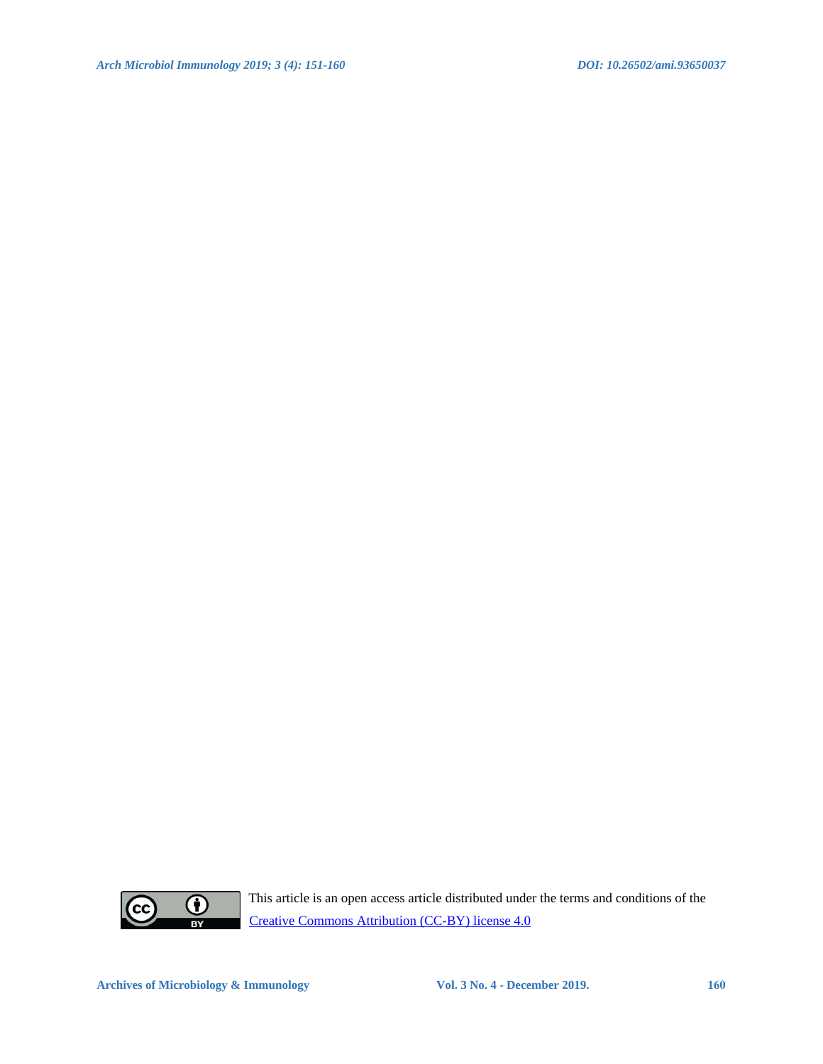This article is an open access article distributed under the terms and conditions of the [Creative Commons Attribution (CC-BY) license 4.0](https://creativecommons.org/licenses/by/4.0/)